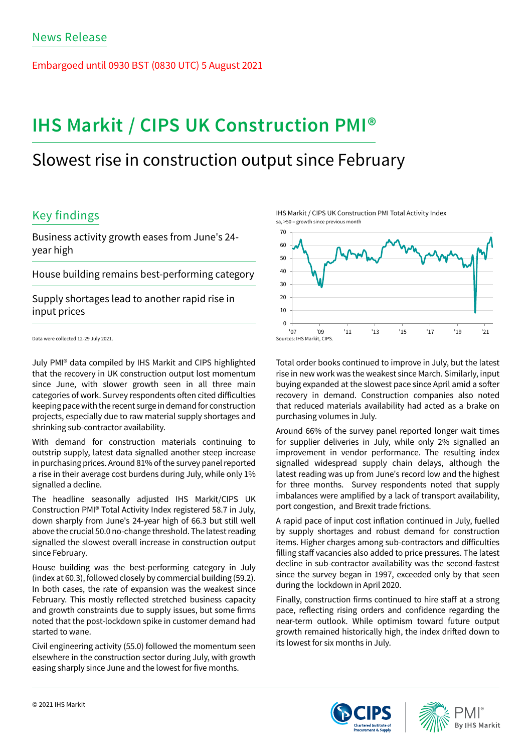News Release

Embargoed until 0930 BST (0830 UTC) 5 August 2021

# IHS Markit / CIPS UK Construction PMI®

## Slowest rise in construction output since February

### Key findings

Business activity growth eases from June's 24-year high

House building remains best-performing category

Supply shortages lead to another rapid rise in input prices

Data were collected 12-29 July 2021.

IHS Markit / CIPS UK Construction PMI Total Activity Index
sa, >50 = growth since previous month

Sources: IHS Markit, CIPS.

July PMI® data compiled by IHS Markit and CIPS highlighted that the recovery in UK construction output lost momentum since June, with slower growth seen in all three main categories of work. Survey respondents often cited difficulties keeping pace with the recent surge in demand for construction projects, especially due to raw material supply shortages and shrinking sub-contractor availability.

With demand for construction materials continuing to outstrip supply, latest data signalled another steep increase in purchasing prices. Around 81% of the survey panel reported a rise in their average cost burdens during July, while only 1% signalled a decline.

The headline seasonally adjusted IHS Markit/CIPS UK Construction PMI® Total Activity Index registered 58.7 in July, down sharply from June's 24-year high of 66.3 but still well above the crucial 50.0 no-change threshold. The latest reading signalled the slowest overall increase in construction output since February.

House building was the best-performing category in July (index at 60.3), followed closely by commercial building (59.2). In both cases, the rate of expansion was the weakest since February. This mostly reflected stretched business capacity and growth constraints due to supply issues, but some firms noted that the post-lockdown spike in customer demand had started to wane.

Civil engineering activity (55.0) followed the momentum seen elsewhere in the construction sector during July, with growth easing sharply since June and the lowest for five months.

Total order books continued to improve in July, but the latest rise in new work was the weakest since March. Similarly, input buying expanded at the slowest pace since April amid a softer recovery in demand. Construction companies also noted that reduced materials availability had acted as a brake on purchasing volumes in July.

Around 66% of the survey panel reported longer wait times for supplier deliveries in July, while only 2% signalled an improvement in vendor performance. The resulting index signalled widespread supply chain delays, although the latest reading was up from June's record low and the highest for three months. Survey respondents noted that supply imbalances were amplified by a lack of transport availability, port congestion, and Brexit trade frictions.

A rapid pace of input cost inflation continued in July, fuelled by supply shortages and robust demand for construction items. Higher charges among sub-contractors and difficulties filling staff vacancies also added to price pressures. The latest decline in sub-contractor availability was the second-fastest since the survey began in 1997, exceeded only by that seen during the lockdown in April 2020.

Finally, construction firms continued to hire staff at a strong pace, reflecting rising orders and confidence regarding the near-term outlook. While optimism toward future output growth remained historically high, the index drifted down to its lowest for six months in July.

© 2021 IHS Markit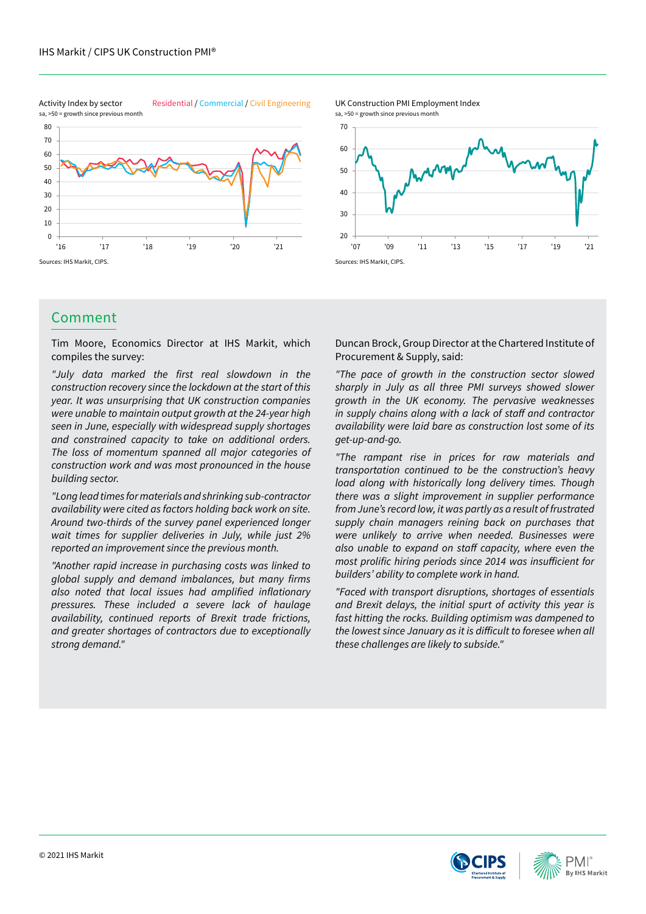Activity Index by sector

sa, >50 = growth since previous month

Residential / Commercial / Civil Engineering

Sources: IHS Markit, CIPS.

UK Construction PMI Employment Index

sa, >50 = growth since previous month

Sources: IHS Markit, CIPS.

## Comment

Tim Moore, Economics Director at IHS Markit, which compiles the survey:

*"July data marked the first real slowdown in the construction recovery since the lockdown at the start of this year. It was unsurprising that UK construction companies were unable to maintain output growth at the 24-year high seen in June, especially with widespread supply shortages and constrained capacity to take on additional orders. The loss of momentum spanned all major categories of construction work and was most pronounced in the house building sector.*

*"Long lead times for materials and shrinking sub-contractor availability were cited as factors holding back work on site. Around two-thirds of the survey panel experienced longer wait times for supplier deliveries in July, while just 2% reported an improvement since the previous month.*

*"Another rapid increase in purchasing costs was linked to global supply and demand imbalances, but many firms also noted that local issues had amplified inflationary pressures. These included a severe lack of haulage availability, continued reports of Brexit trade frictions, and greater shortages of contractors due to exceptionally strong demand."*

Duncan Brock, Group Director at the Chartered Institute of Procurement & Supply, said:

*"The pace of growth in the construction sector slowed sharply in July as all three PMI surveys showed slower growth in the UK economy. The pervasive weaknesses in supply chains along with a lack of staff and contractor availability were laid bare as construction lost some of its get-up-and-go.*

*"The rampant rise in prices for raw materials and transportation continued to be the construction's heavy load along with historically long delivery times. Though there was a slight improvement in supplier performance from June's record low, it was partly as a result of frustrated supply chain managers reining back on purchases that were unlikely to arrive when needed. Businesses were also unable to expand on staff capacity, where even the most prolific hiring periods since 2014 was insufficient for builders' ability to complete work in hand.*

*"Faced with transport disruptions, shortages of essentials and Brexit delays, the initial spurt of activity this year is fast hitting the rocks. Building optimism was dampened to the lowest since January as it is difficult to foresee when all these challenges are likely to subside."*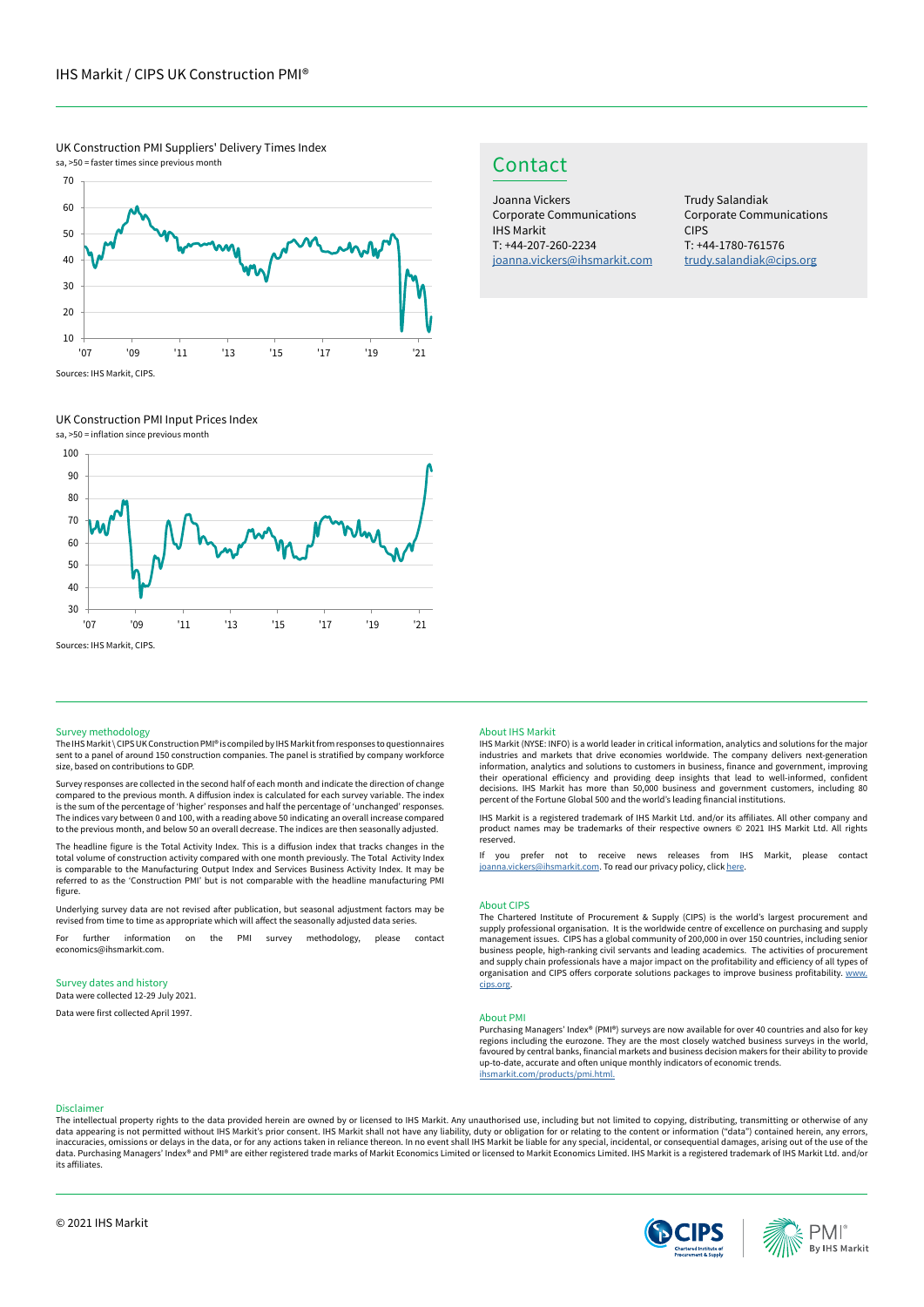UK Construction PMI Suppliers' Delivery Times Index

sa, >50 = faster times since previous month

70
60
50
40
30
20
10

'07 '09 '11 '13 '15 '17 '19 '21

Sources: IHS Markit, CIPS.

UK Construction PMI Input Prices Index

sa, >50 = inflation since previous month

100
90
80
70
60
50
40
30

'07 '09 '11 '13 '15 '17 '19 '21

Sources: IHS Markit, CIPS.

## Contact

Joanna Vickers
Corporate Communications
IHS Markit
T: +44-207-260-2234
joanna.vickers@ihsmarkit.com

Trudy Salandiak
Corporate Communications
CIPS
T: +44-1780-761576
trudy.salandiak@cips.org

### Survey methodology

The IHS Markit \ CIPS UK Construction PMI® is compiled by IHS Markit from responses to questionnaires sent to a panel of around 150 construction companies. The panel is stratified by company workforce size, based on contributions to GDP.

Survey responses are collected in the second half of each month and indicate the direction of change compared to the previous month. A diffusion index is calculated for each survey variable. The index is the sum of the percentage of 'higher' responses and half the percentage of 'unchanged' responses. The indices vary between 0 and 100, with a reading above 50 indicating an overall increase compared to the previous month, and below 50 an overall decrease. The indices are then seasonally adjusted.

The headline figure is the Total Activity Index. This is a diffusion index that tracks changes in the total volume of construction activity compared with one month previously. The Total Activity Index is comparable to the Manufacturing Output Index and Services Business Activity Index. It may be referred to as the 'Construction PMI' but is not comparable with the headline manufacturing PMI figure.

Underlying survey data are not revised after publication, but seasonal adjustment factors may be revised from time to time as appropriate which will affect the seasonally adjusted data series.

For further information on the PMI survey methodology, please contact economics@ihsmarkit.com.

### Survey dates and history

Data were collected 12-29 July 2021.

Data were first collected April 1997.

### About IHS Markit

IHS Markit (NYSE: INFO) is a world leader in critical information, analytics and solutions for the major industries and markets that drive economies worldwide. The company delivers next-generation information, analytics and solutions to customers in business, finance and government, improving their operational efficiency and providing deep insights that lead to well-informed, confident decisions. IHS Markit has more than 50,000 business and government customers, including 80 percent of the Fortune Global 500 and the world's leading financial institutions.

IHS Markit is a registered trademark of IHS Markit Ltd. and/or its affiliates. All other company and product names may be trademarks of their respective owners © 2021 IHS Markit Ltd. All rights reserved.

If you prefer not to receive news releases from IHS Markit, please contact joanna.vickers@ihsmarkit.com. To read our privacy policy, click here.

### About CIPS

The Chartered Institute of Procurement & Supply (CIPS) is the world's largest procurement and supply professional organisation. It is the worldwide centre of excellence on purchasing and supply management issues. CIPS has a global community of 200,000 in over 150 countries, including senior business people, high-ranking civil servants and leading academics. The activities of procurement and supply chain professionals have a major impact on the profitability and efficiency of all types of organisation and CIPS offers corporate solutions packages to improve business profitability. www.cips.org.

### About PMI

Purchasing Managers' Index® (PMI®) surveys are now available for over 40 countries and also for key regions including the eurozone. They are the most closely watched business surveys in the world, favoured by central banks, financial markets and business decision makers for their ability to provide up-to-date, accurate and often unique monthly indicators of economic trends.
ihsmarkit.com/products/pmi.html.

### Disclaimer

The intellectual property rights to the data provided herein are owned by or licensed to IHS Markit. Any unauthorised use, including but not limited to copying, distributing, transmitting or otherwise of any data appearing is not permitted without IHS Markit's prior consent. IHS Markit shall not have any liability, duty or obligation for or relating to the content or information ("data") contained herein, any errors, inaccuracies, omissions or delays in the data, or for any actions taken in reliance thereon. In no event shall IHS Markit be liable for any special, incidental, or consequential damages, arising out of the use of the data. Purchasing Managers' Index® and PMI® are either registered trade marks of Markit Economics Limited or licensed to Markit Economics Limited. IHS Markit is a registered trademark of IHS Markit Ltd. and/or its affiliates.

© 2021 IHS Markit